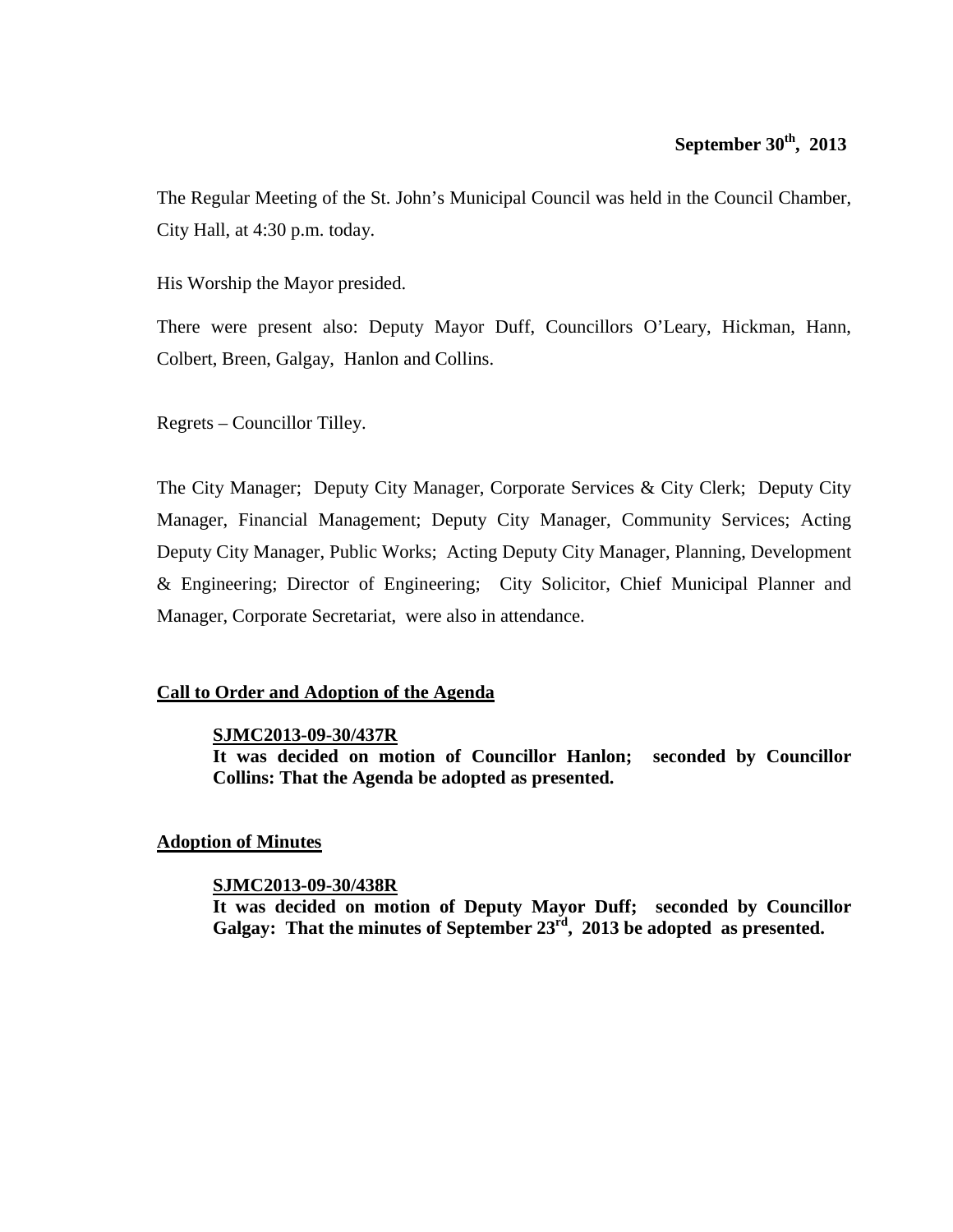**September 30th, 2013**

The Regular Meeting of the St. John's Municipal Council was held in the Council Chamber, City Hall, at 4:30 p.m. today.

His Worship the Mayor presided.

There were present also: Deputy Mayor Duff, Councillors O'Leary, Hickman, Hann, Colbert, Breen, Galgay, Hanlon and Collins.

Regrets – Councillor Tilley.

The City Manager; Deputy City Manager, Corporate Services & City Clerk; Deputy City Manager, Financial Management; Deputy City Manager, Community Services; Acting Deputy City Manager, Public Works; Acting Deputy City Manager, Planning, Development & Engineering; Director of Engineering; City Solicitor, Chief Municipal Planner and Manager, Corporate Secretariat, were also in attendance.

## Call to Order and Adoption of the Agenda

**SJMC2013-09-30/437R**
**It was decided on motion of Councillor Hanlon; seconded by Councillor Collins: That the Agenda be adopted as presented.**

## Adoption of Minutes

**SJMC2013-09-30/438R**
**It was decided on motion of Deputy Mayor Duff; seconded by Councillor Galgay: That the minutes of September 23rd, 2013 be adopted as presented.**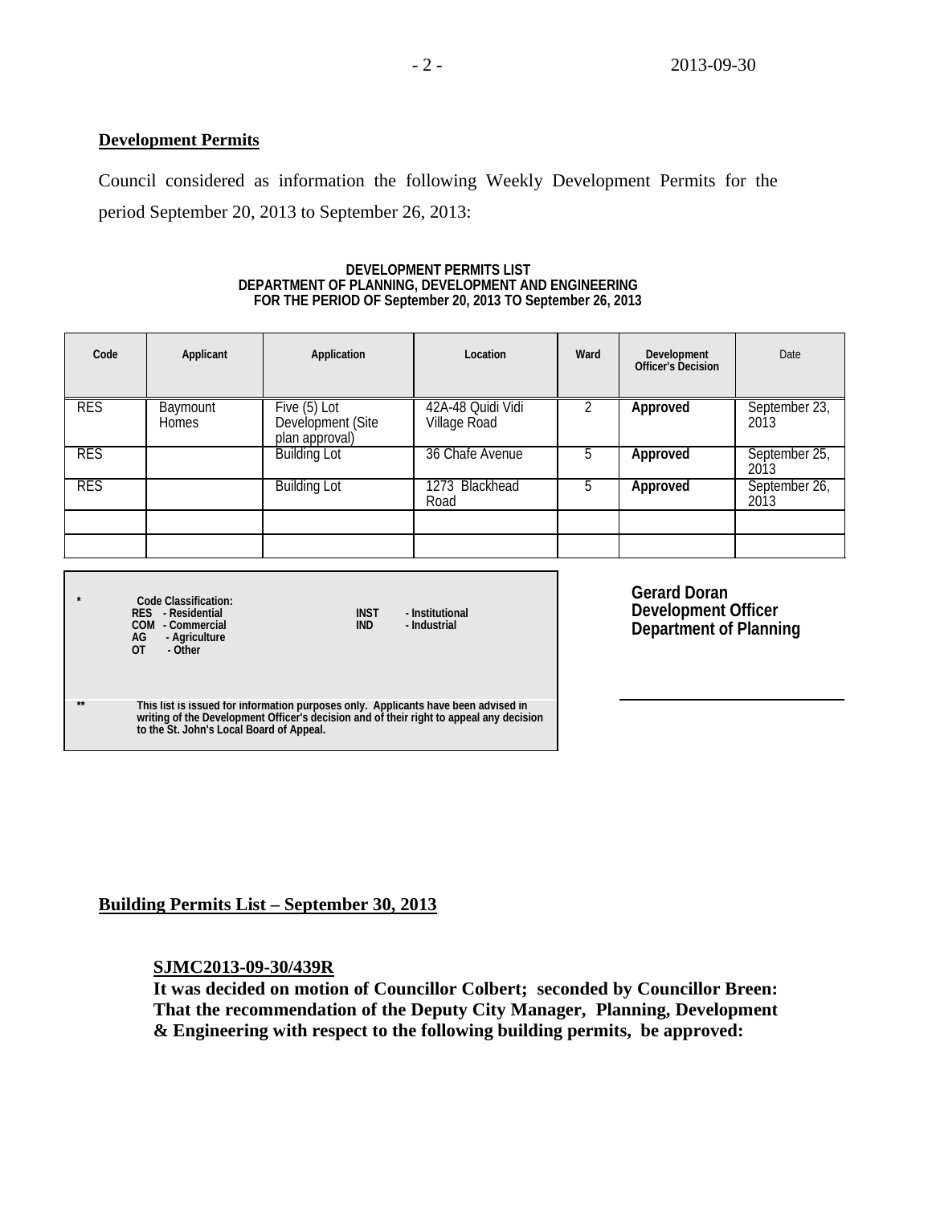**Development Permits**

Council considered as information the following Weekly Development Permits for the period September 20, 2013 to September 26, 2013:

**DEVELOPMENT PERMITS LIST**
**DEPARTMENT OF PLANNING, DEVELOPMENT AND ENGINEERING**
**FOR THE PERIOD OF September 20, 2013 TO September 26, 2013**

| Code | Applicant | Application | Location | Ward | Development Officer's Decision | Date |
|---|---|---|---|---|---|---|
| RES | Baymount Homes | Five (5) Lot Development (Site plan approval) | 42A-48 Quidi Vidi Village Road | 2 | **Approved** | September 23, 2013 |
| RES | | Building Lot | 36 Chafe Avenue | 5 | **Approved** | September 25, 2013 |
| RES | | Building Lot | 1273 Blackhead Road | 5 | **Approved** | September 26, 2013 |
| | | | | | | |
| | | | | | | |

\* Code Classification:
RES - Residential
COM - Commercial
AG - Agriculture
OT - Other
INST - Institutional
IND - Industrial

\*\* This list is issued for information purposes only. Applicants have been advised in writing of the Development Officer's decision and of their right to appeal any decision to the St. John's Local Board of Appeal.

**Gerard Doran**
**Development Officer**
**Department of Planning**

**Building Permits List – September 30, 2013**

**SJMC2013-09-30/439R**
**It was decided on motion of Councillor Colbert; seconded by Councillor Breen: That the recommendation of the Deputy City Manager, Planning, Development & Engineering with respect to the following building permits, be approved:**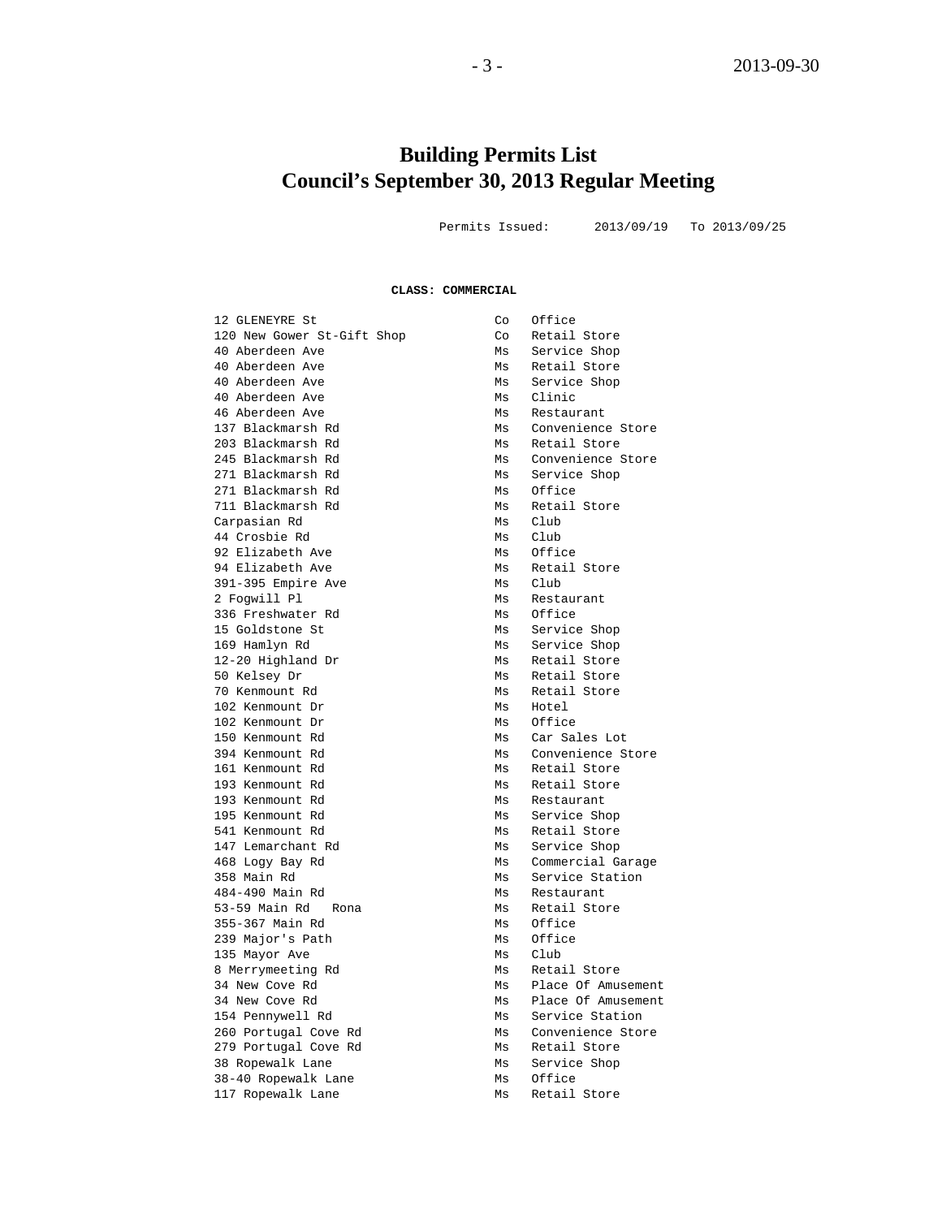# Building Permits List
# Council's September 30, 2013 Regular Meeting

Permits Issued: 2013/09/19 To 2013/09/25

**CLASS: COMMERCIAL**

| | | |
|---|---|---|
| 12 GLENEYRE St | Co | Office |
| 120 New Gower St-Gift Shop | Co | Retail Store |
| 40 Aberdeen Ave | Ms | Service Shop |
| 40 Aberdeen Ave | Ms | Retail Store |
| 40 Aberdeen Ave | Ms | Service Shop |
| 40 Aberdeen Ave | Ms | Clinic |
| 46 Aberdeen Ave | Ms | Restaurant |
| 137 Blackmarsh Rd | Ms | Convenience Store |
| 203 Blackmarsh Rd | Ms | Retail Store |
| 245 Blackmarsh Rd | Ms | Convenience Store |
| 271 Blackmarsh Rd | Ms | Service Shop |
| 271 Blackmarsh Rd | Ms | Office |
| 711 Blackmarsh Rd | Ms | Retail Store |
| Carpasian Rd | Ms | Club |
| 44 Crosbie Rd | Ms | Club |
| 92 Elizabeth Ave | Ms | Office |
| 94 Elizabeth Ave | Ms | Retail Store |
| 391-395 Empire Ave | Ms | Club |
| 2 Fogwill Pl | Ms | Restaurant |
| 336 Freshwater Rd | Ms | Office |
| 15 Goldstone St | Ms | Service Shop |
| 169 Hamlyn Rd | Ms | Service Shop |
| 12-20 Highland Dr | Ms | Retail Store |
| 50 Kelsey Dr | Ms | Retail Store |
| 70 Kenmount Rd | Ms | Retail Store |
| 102 Kenmount Dr | Ms | Hotel |
| 102 Kenmount Dr | Ms | Office |
| 150 Kenmount Rd | Ms | Car Sales Lot |
| 394 Kenmount Rd | Ms | Convenience Store |
| 161 Kenmount Rd | Ms | Retail Store |
| 193 Kenmount Rd | Ms | Retail Store |
| 193 Kenmount Rd | Ms | Restaurant |
| 195 Kenmount Rd | Ms | Service Shop |
| 541 Kenmount Rd | Ms | Retail Store |
| 147 Lemarchant Rd | Ms | Service Shop |
| 468 Logy Bay Rd | Ms | Commercial Garage |
| 358 Main Rd | Ms | Service Station |
| 484-490 Main Rd | Ms | Restaurant |
| 53-59 Main Rd Rona | Ms | Retail Store |
| 355-367 Main Rd | Ms | Office |
| 239 Major's Path | Ms | Office |
| 135 Mayor Ave | Ms | Club |
| 8 Merrymeeting Rd | Ms | Retail Store |
| 34 New Cove Rd | Ms | Place Of Amusement |
| 34 New Cove Rd | Ms | Place Of Amusement |
| 154 Pennywell Rd | Ms | Service Station |
| 260 Portugal Cove Rd | Ms | Convenience Store |
| 279 Portugal Cove Rd | Ms | Retail Store |
| 38 Ropewalk Lane | Ms | Service Shop |
| 38-40 Ropewalk Lane | Ms | Office |
| 117 Ropewalk Lane | Ms | Retail Store |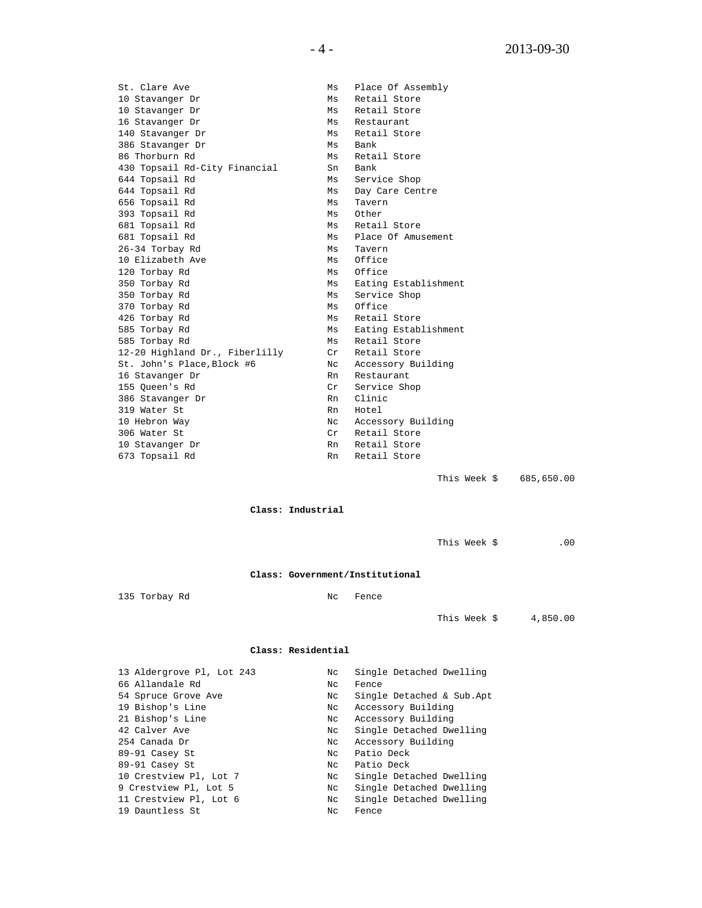| | | |
|---|---|---|
| St. Clare Ave | Ms | Place Of Assembly |
| 10 Stavanger Dr | Ms | Retail Store |
| 10 Stavanger Dr | Ms | Retail Store |
| 16 Stavanger Dr | Ms | Restaurant |
| 140 Stavanger Dr | Ms | Retail Store |
| 386 Stavanger Dr | Ms | Bank |
| 86 Thorburn Rd | Ms | Retail Store |
| 430 Topsail Rd-City Financial | Sn | Bank |
| 644 Topsail Rd | Ms | Service Shop |
| 644 Topsail Rd | Ms | Day Care Centre |
| 656 Topsail Rd | Ms | Tavern |
| 393 Topsail Rd | Ms | Other |
| 681 Topsail Rd | Ms | Retail Store |
| 681 Topsail Rd | Ms | Place Of Amusement |
| 26-34 Torbay Rd | Ms | Tavern |
| 10 Elizabeth Ave | Ms | Office |
| 120 Torbay Rd | Ms | Office |
| 350 Torbay Rd | Ms | Eating Establishment |
| 350 Torbay Rd | Ms | Service Shop |
| 370 Torbay Rd | Ms | Office |
| 426 Torbay Rd | Ms | Retail Store |
| 585 Torbay Rd | Ms | Eating Establishment |
| 585 Torbay Rd | Ms | Retail Store |
| 12-20 Highland Dr., Fiberlilly | Cr | Retail Store |
| St. John's Place,Block #6 | Nc | Accessory Building |
| 16 Stavanger Dr | Rn | Restaurant |
| 155 Queen's Rd | Cr | Service Shop |
| 386 Stavanger Dr | Rn | Clinic |
| 319 Water St | Rn | Hotel |
| 10 Hebron Way | Nc | Accessory Building |
| 306 Water St | Cr | Retail Store |
| 10 Stavanger Dr | Rn | Retail Store |
| 673 Topsail Rd | Rn | Retail Store |

This Week $ 685,650.00

**Class: Industrial**

This Week $ .00

**Class: Government/Institutional**

| | | |
|---|---|---|
| 135 Torbay Rd | Nc | Fence |

This Week $ 4,850.00

**Class: Residential**

| | | |
|---|---|---|
| 13 Aldergrove Pl, Lot 243 | Nc | Single Detached Dwelling |
| 66 Allandale Rd | Nc | Fence |
| 54 Spruce Grove Ave | Nc | Single Detached & Sub.Apt |
| 19 Bishop's Line | Nc | Accessory Building |
| 21 Bishop's Line | Nc | Accessory Building |
| 42 Calver Ave | Nc | Single Detached Dwelling |
| 254 Canada Dr | Nc | Accessory Building |
| 89-91 Casey St | Nc | Patio Deck |
| 89-91 Casey St | Nc | Patio Deck |
| 10 Crestview Pl, Lot 7 | Nc | Single Detached Dwelling |
| 9 Crestview Pl, Lot 5 | Nc | Single Detached Dwelling |
| 11 Crestview Pl, Lot 6 | Nc | Single Detached Dwelling |
| 19 Dauntless St | Nc | Fence |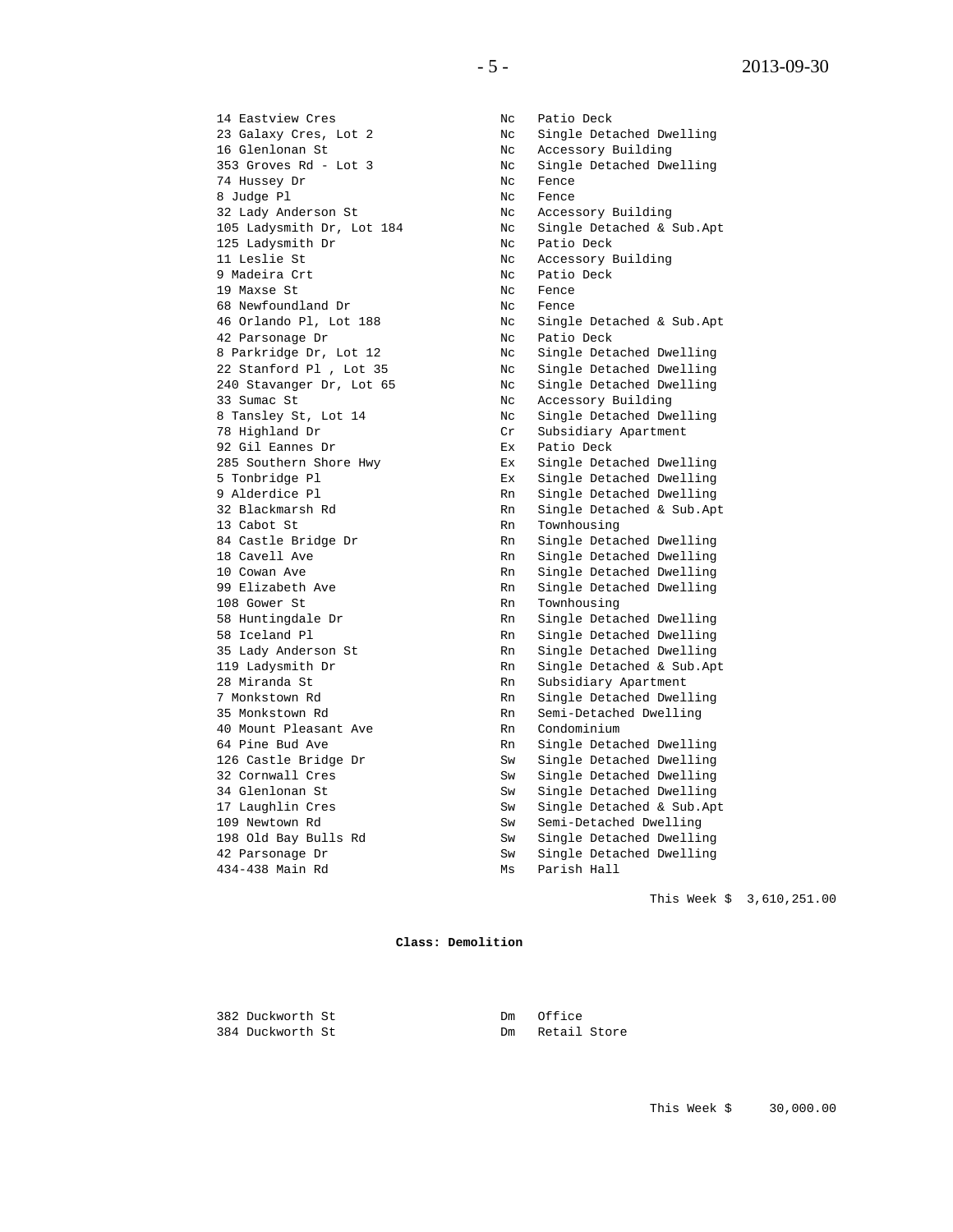| | | |
|---|---|---|
| 14 Eastview Cres | Nc | Patio Deck |
| 23 Galaxy Cres, Lot 2 | Nc | Single Detached Dwelling |
| 16 Glenlonan St | Nc | Accessory Building |
| 353 Groves Rd - Lot 3 | Nc | Single Detached Dwelling |
| 74 Hussey Dr | Nc | Fence |
| 8 Judge Pl | Nc | Fence |
| 32 Lady Anderson St | Nc | Accessory Building |
| 105 Ladysmith Dr, Lot 184 | Nc | Single Detached & Sub.Apt |
| 125 Ladysmith Dr | Nc | Patio Deck |
| 11 Leslie St | Nc | Accessory Building |
| 9 Madeira Crt | Nc | Patio Deck |
| 19 Maxse St | Nc | Fence |
| 68 Newfoundland Dr | Nc | Fence |
| 46 Orlando Pl, Lot 188 | Nc | Single Detached & Sub.Apt |
| 42 Parsonage Dr | Nc | Patio Deck |
| 8 Parkridge Dr, Lot 12 | Nc | Single Detached Dwelling |
| 22 Stanford Pl , Lot 35 | Nc | Single Detached Dwelling |
| 240 Stavanger Dr, Lot 65 | Nc | Single Detached Dwelling |
| 33 Sumac St | Nc | Accessory Building |
| 8 Tansley St, Lot 14 | Nc | Single Detached Dwelling |
| 78 Highland Dr | Cr | Subsidiary Apartment |
| 92 Gil Eannes Dr | Ex | Patio Deck |
| 285 Southern Shore Hwy | Ex | Single Detached Dwelling |
| 5 Tonbridge Pl | Ex | Single Detached Dwelling |
| 9 Alderdice Pl | Rn | Single Detached Dwelling |
| 32 Blackmarsh Rd | Rn | Single Detached & Sub.Apt |
| 13 Cabot St | Rn | Townhousing |
| 84 Castle Bridge Dr | Rn | Single Detached Dwelling |
| 18 Cavell Ave | Rn | Single Detached Dwelling |
| 10 Cowan Ave | Rn | Single Detached Dwelling |
| 99 Elizabeth Ave | Rn | Single Detached Dwelling |
| 108 Gower St | Rn | Townhousing |
| 58 Huntingdale Dr | Rn | Single Detached Dwelling |
| 58 Iceland Pl | Rn | Single Detached Dwelling |
| 35 Lady Anderson St | Rn | Single Detached Dwelling |
| 119 Ladysmith Dr | Rn | Single Detached & Sub.Apt |
| 28 Miranda St | Rn | Subsidiary Apartment |
| 7 Monkstown Rd | Rn | Single Detached Dwelling |
| 35 Monkstown Rd | Rn | Semi-Detached Dwelling |
| 40 Mount Pleasant Ave | Rn | Condominium |
| 64 Pine Bud Ave | Rn | Single Detached Dwelling |
| 126 Castle Bridge Dr | Sw | Single Detached Dwelling |
| 32 Cornwall Cres | Sw | Single Detached Dwelling |
| 34 Glenlonan St | Sw | Single Detached Dwelling |
| 17 Laughlin Cres | Sw | Single Detached & Sub.Apt |
| 109 Newtown Rd | Sw | Semi-Detached Dwelling |
| 198 Old Bay Bulls Rd | Sw | Single Detached Dwelling |
| 42 Parsonage Dr | Sw | Single Detached Dwelling |
| 434-438 Main Rd | Ms | Parish Hall |

This Week $ 3,610,251.00

**Class: Demolition**

| | | |
|---|---|---|
| 382 Duckworth St | Dm | Office |
| 384 Duckworth St | Dm | Retail Store |

This Week $ 30,000.00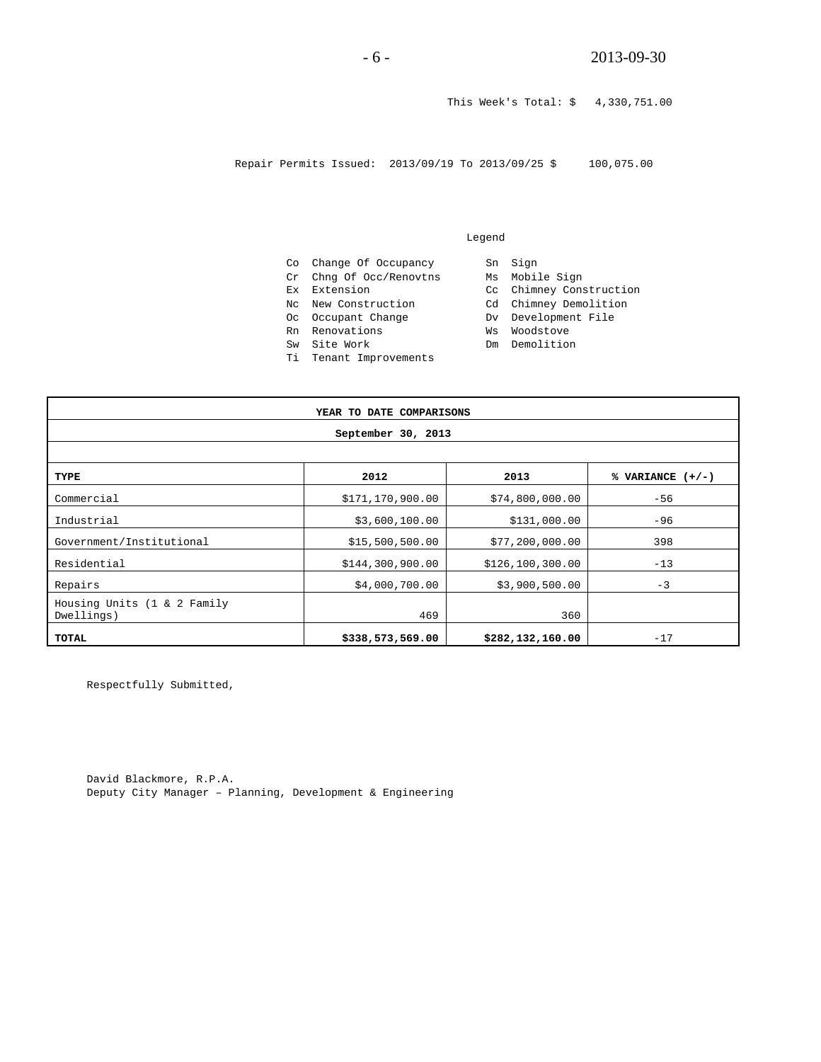This Week's Total: $ 4,330,751.00

Repair Permits Issued: 2013/09/19 To 2013/09/25 $ 100,075.00

Legend

| | | | |
|---|---|---|---|
| Co | Change Of Occupancy | Sn | Sign |
| Cr | Chng Of Occ/Renovtns | Ms | Mobile Sign |
| Ex | Extension | Cc | Chimney Construction |
| Nc | New Construction | Cd | Chimney Demolition |
| Oc | Occupant Change | Dv | Development File |
| Rn | Renovations | Ws | Woodstove |
| Sw | Site Work | Dm | Demolition |
| Ti | Tenant Improvements | | |

**YEAR TO DATE COMPARISONS**

**September 30, 2013**

| TYPE | 2012 | 2013 | % VARIANCE (+/-) |
|---|---|---|---|
| Commercial | $171,170,900.00 | $74,800,000.00 | -56 |
| Industrial | $3,600,100.00 | $131,000.00 | -96 |
| Government/Institutional | $15,500,500.00 | $77,200,000.00 | 398 |
| Residential | $144,300,900.00 | $126,100,300.00 | -13 |
| Repairs | $4,000,700.00 | $3,900,500.00 | -3 |
| Housing Units (1 & 2 Family Dwellings) | 469 | 360 | |
| **TOTAL** | **$338,573,569.00** | **$282,132,160.00** | -17 |

Respectfully Submitted,

David Blackmore, R.P.A.
Deputy City Manager – Planning, Development & Engineering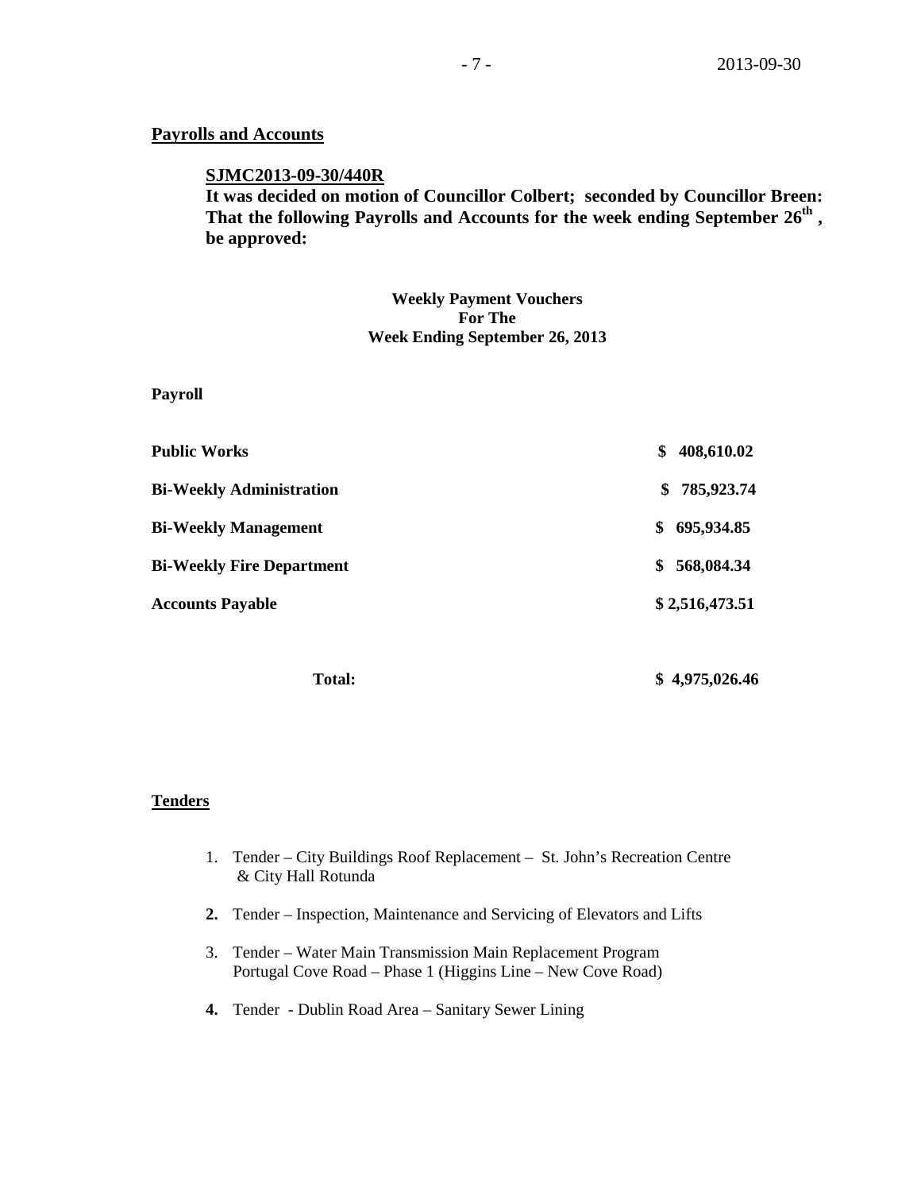## Payrolls and Accounts

**SJMC2013-09-30/440R**

**It was decided on motion of Councillor Colbert; seconded by Councillor Breen: That the following Payrolls and Accounts for the week ending September 26th , be approved:**

**Weekly Payment Vouchers**
**For The**
**Week Ending September 26, 2013**

**Payroll**

| | |
|---|---|
| **Public Works** | **$ 408,610.02** |
| **Bi-Weekly Administration** | **$ 785,923.74** |
| **Bi-Weekly Management** | **$ 695,934.85** |
| **Bi-Weekly Fire Department** | **$ 568,084.34** |
| **Accounts Payable** | **$ 2,516,473.51** |
| **Total:** | **$ 4,975,026.46** |

## Tenders

1. Tender – City Buildings Roof Replacement – St. John's Recreation Centre & City Hall Rotunda
2. Tender – Inspection, Maintenance and Servicing of Elevators and Lifts
3. Tender – Water Main Transmission Main Replacement Program Portugal Cove Road – Phase 1 (Higgins Line – New Cove Road)
4. Tender - Dublin Road Area – Sanitary Sewer Lining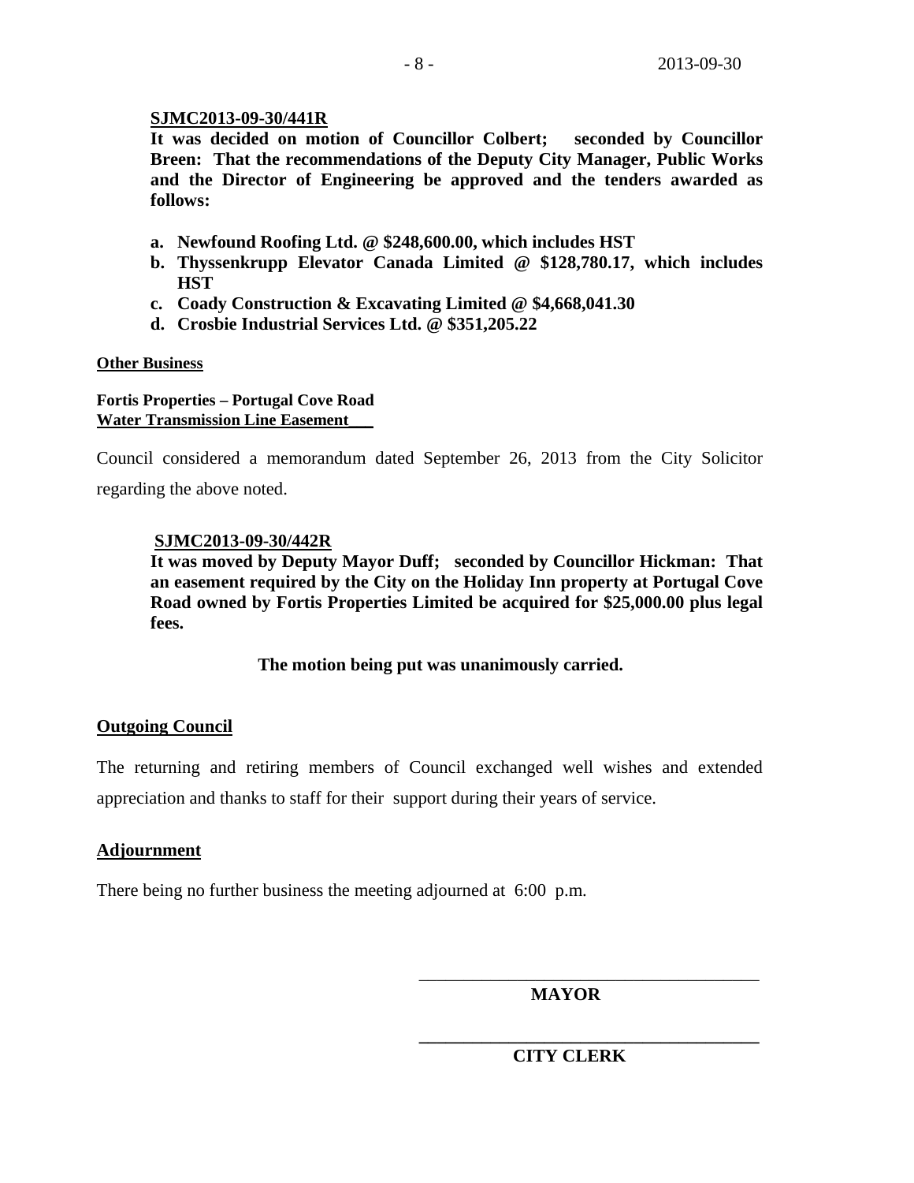**SJMC2013-09-30/441R**

**It was decided on motion of Councillor Colbert; seconded by Councillor Breen: That the recommendations of the Deputy City Manager, Public Works and the Director of Engineering be approved and the tenders awarded as follows:**

a. **Newfound Roofing Ltd. @ $248,600.00, which includes HST**
b. **Thyssenkrupp Elevator Canada Limited @ $128,780.17, which includes HST**
c. **Coady Construction & Excavating Limited @ $4,668,041.30**
d. **Crosbie Industrial Services Ltd. @ $351,205.22**

**Other Business**

**Fortis Properties – Portugal Cove Road**
**Water Transmission Line Easement**

Council considered a memorandum dated September 26, 2013 from the City Solicitor regarding the above noted.

**SJMC2013-09-30/442R**

**It was moved by Deputy Mayor Duff; seconded by Councillor Hickman: That an easement required by the City on the Holiday Inn property at Portugal Cove Road owned by Fortis Properties Limited be acquired for $25,000.00 plus legal fees.**

**The motion being put was unanimously carried.**

**Outgoing Council**

The returning and retiring members of Council exchanged well wishes and extended appreciation and thanks to staff for their support during their years of service.

**Adjournment**

There being no further business the meeting adjourned at 6:00 p.m.

\_\_\_\_\_\_\_\_\_\_\_\_\_\_\_\_\_\_\_\_\_\_\_\_\_\_\_\_\_\_\_\_\_\_\_\_

**MAYOR**

\_\_\_\_\_\_\_\_\_\_\_\_\_\_\_\_\_\_\_\_\_\_\_\_\_\_\_\_\_\_\_\_\_\_\_\_

**CITY CLERK**